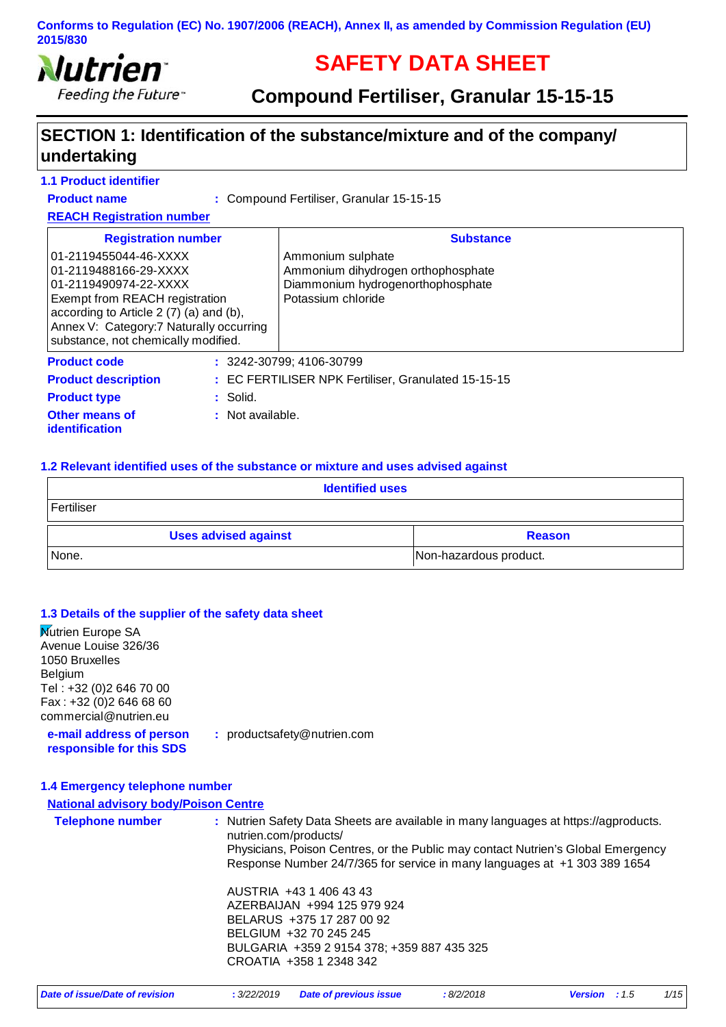Conforms to Regulation (EC) No. 1907/2006 (REACH), Annex II, as amended by Commission Regulation (EU) 2015/830

Nutrien
Feeding the Future™

# SAFETY DATA SHEET

## Compound Fertiliser, Granular 15-15-15

## SECTION 1: Identification of the substance/mixture and of the company/ undertaking

### 1.1 Product identifier

**Product name** : Compound Fertiliser, Granular 15-15-15

**REACH Registration number**

| Registration number | Substance |
|---|---|
| 01-2119455044-46-XXXX | Ammonium sulphate |
| 01-2119488166-29-XXXX | Ammonium dihydrogen orthophosphate |
| 01-2119490974-22-XXXX | Diammonium hydrogenorthophosphate |
| Exempt from REACH registration according to Article 2 (7) (a) and (b), Annex V: Category:7 Naturally occurring substance, not chemically modified. | Potassium chloride |

**Product code** : 3242-30799; 4106-30799

**Product description** : EC FERTILISER NPK Fertiliser, Granulated 15-15-15

**Product type** : Solid.

**Other means of identification** : Not available.

### 1.2 Relevant identified uses of the substance or mixture and uses advised against

| Identified uses |
|---|
| Fertiliser |

| Uses advised against | Reason |
|---|---|
| None. | Non-hazardous product. |

### 1.3 Details of the supplier of the safety data sheet

Nutrien Europe SA
Avenue Louise 326/36
1050 Bruxelles
Belgium
Tel : +32 (0)2 646 70 00
Fax : +32 (0)2 646 68 60
commercial@nutrien.eu

**e-mail address of person responsible for this SDS** : productsafety@nutrien.com

### 1.4 Emergency telephone number

**National advisory body/Poison Centre**

**Telephone number** : Nutrien Safety Data Sheets are available in many languages at https://agproducts.nutrien.com/products/
Physicians, Poison Centres, or the Public may contact Nutrien's Global Emergency Response Number 24/7/365 for service in many languages at +1 303 389 1654

AUSTRIA +43 1 406 43 43
AZERBAIJAN +994 125 979 924
BELARUS +375 17 287 00 92
BELGIUM +32 70 245 245
BULGARIA +359 2 9154 378; +359 887 435 325
CROATIA +358 1 2348 342

*Date of issue/Date of revision* : 3/22/2019 *Date of previous issue* : 8/2/2018 *Version* : 1.5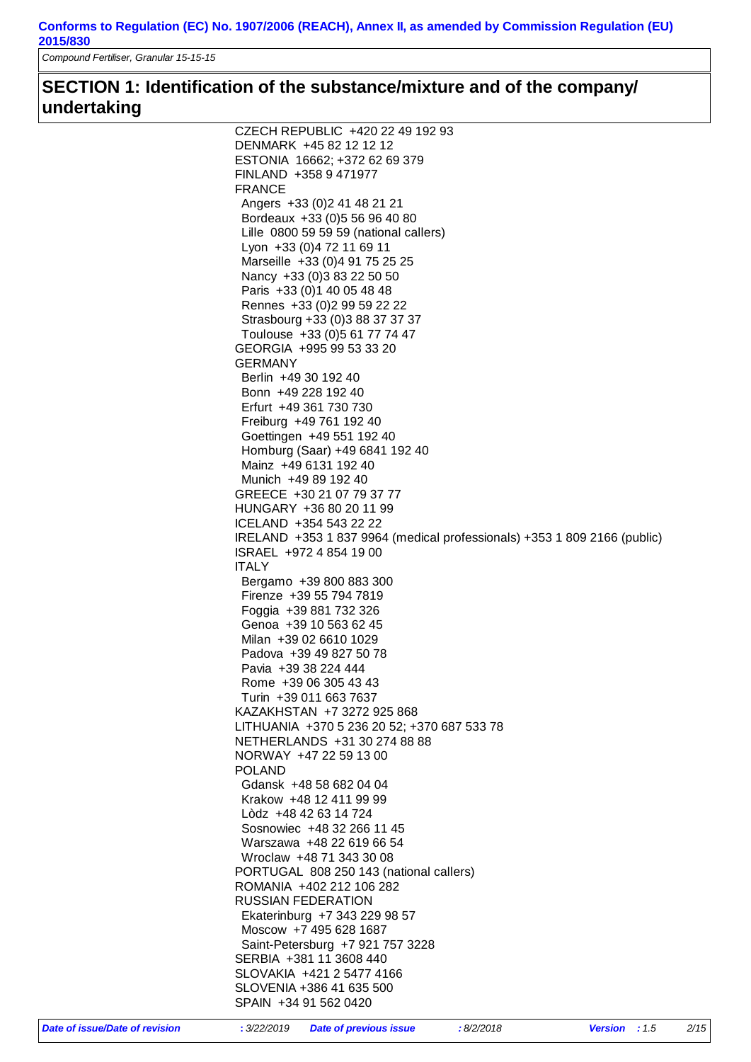## SECTION 1: Identification of the substance/mixture and of the company/ undertaking

CZECH REPUBLIC +420 22 49 192 93
DENMARK +45 82 12 12 12
ESTONIA 16662; +372 62 69 379
FINLAND +358 9 471977
FRANCE
- Angers +33 (0)2 41 48 21 21
- Bordeaux +33 (0)5 56 96 40 80
- Lille 0800 59 59 59 (national callers)
- Lyon +33 (0)4 72 11 69 11
- Marseille +33 (0)4 91 75 25 25
- Nancy +33 (0)3 83 22 50 50
- Paris +33 (0)1 40 05 48 48
- Rennes +33 (0)2 99 59 22 22
- Strasbourg +33 (0)3 88 37 37 37
- Toulouse +33 (0)5 61 77 74 47

GEORGIA +995 99 53 33 20
GERMANY
- Berlin +49 30 192 40
- Bonn +49 228 192 40
- Erfurt +49 361 730 730
- Freiburg +49 761 192 40
- Goettingen +49 551 192 40
- Homburg (Saar) +49 6841 192 40
- Mainz +49 6131 192 40
- Munich +49 89 192 40

GREECE +30 21 07 79 37 77
HUNGARY +36 80 20 11 99
ICELAND +354 543 22 22
IRELAND +353 1 837 9964 (medical professionals) +353 1 809 2166 (public)
ISRAEL +972 4 854 19 00
ITALY
- Bergamo +39 800 883 300
- Firenze +39 55 794 7819
- Foggia +39 881 732 326
- Genoa +39 10 563 62 45
- Milan +39 02 6610 1029
- Padova +39 49 827 50 78
- Pavia +39 38 224 444
- Rome +39 06 305 43 43
- Turin +39 011 663 7637

KAZAKHSTAN +7 3272 925 868
LITHUANIA +370 5 236 20 52; +370 687 533 78
NETHERLANDS +31 30 274 88 88
NORWAY +47 22 59 13 00
POLAND
- Gdansk +48 58 682 04 04
- Krakow +48 12 411 99 99
- Lòdz +48 42 63 14 724
- Sosnowiec +48 32 266 11 45
- Warszawa +48 22 619 66 54
- Wroclaw +48 71 343 30 08

PORTUGAL 808 250 143 (national callers)
ROMANIA +402 212 106 282
RUSSIAN FEDERATION
- Ekaterinburg +7 343 229 98 57
- Moscow +7 495 628 1687
- Saint-Petersburg +7 921 757 3228

SERBIA +381 11 3608 440
SLOVAKIA +421 2 5477 4166
SLOVENIA +386 41 635 500
SPAIN +34 91 562 0420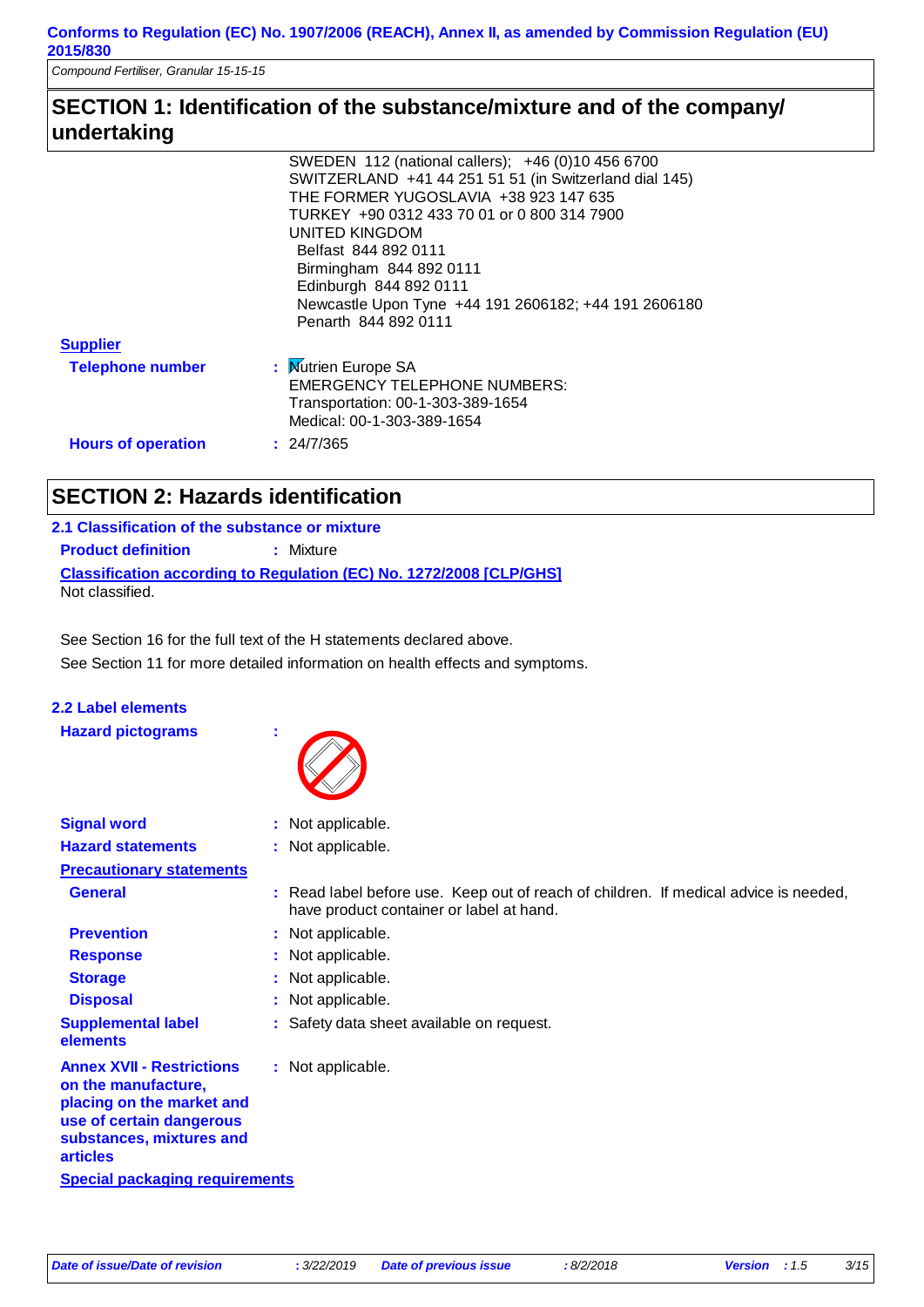Conforms to Regulation (EC) No. 1907/2006 (REACH), Annex II, as amended by Commission Regulation (EU) 2015/830

*Compound Fertiliser, Granular 15-15-15*

## SECTION 1: Identification of the substance/mixture and of the company/ undertaking

SWEDEN 112 (national callers); +46 (0)10 456 6700
SWITZERLAND +41 44 251 51 51 (in Switzerland dial 145)
THE FORMER YUGOSLAVIA +38 923 147 635
TURKEY +90 0312 433 70 01 or 0 800 314 7900
UNITED KINGDOM
Belfast 844 892 0111
Birmingham 844 892 0111
Edinburgh 844 892 0111
Newcastle Upon Tyne +44 191 2606182; +44 191 2606180
Penarth 844 892 0111

**Supplier**

**Telephone number** : Nutrien Europe SA
EMERGENCY TELEPHONE NUMBERS:
Transportation: 00-1-303-389-1654
Medical: 00-1-303-389-1654

**Hours of operation** : 24/7/365

## SECTION 2: Hazards identification

### 2.1 Classification of the substance or mixture

**Product definition** : Mixture

**Classification according to Regulation (EC) No. 1272/2008 [CLP/GHS]**

Not classified.

See Section 16 for the full text of the H statements declared above.

See Section 11 for more detailed information on health effects and symptoms.

### 2.2 Label elements

**Hazard pictograms** :

**Signal word** : Not applicable.

**Hazard statements** : Not applicable.

**Precautionary statements**

**General** : Read label before use. Keep out of reach of children. If medical advice is needed, have product container or label at hand.

**Prevention** : Not applicable.

**Response** : Not applicable.

**Storage** : Not applicable.

**Disposal** : Not applicable.

**Supplemental label elements** : Safety data sheet available on request.

**Annex XVII - Restrictions on the manufacture, placing on the market and use of certain dangerous substances, mixtures and articles** : Not applicable.

**Special packaging requirements**

| Date of issue/Date of revision | : 3/22/2019 | Date of previous issue | : 8/2/2018 | Version | : 1.5 |
|---|---|---|---|---|---|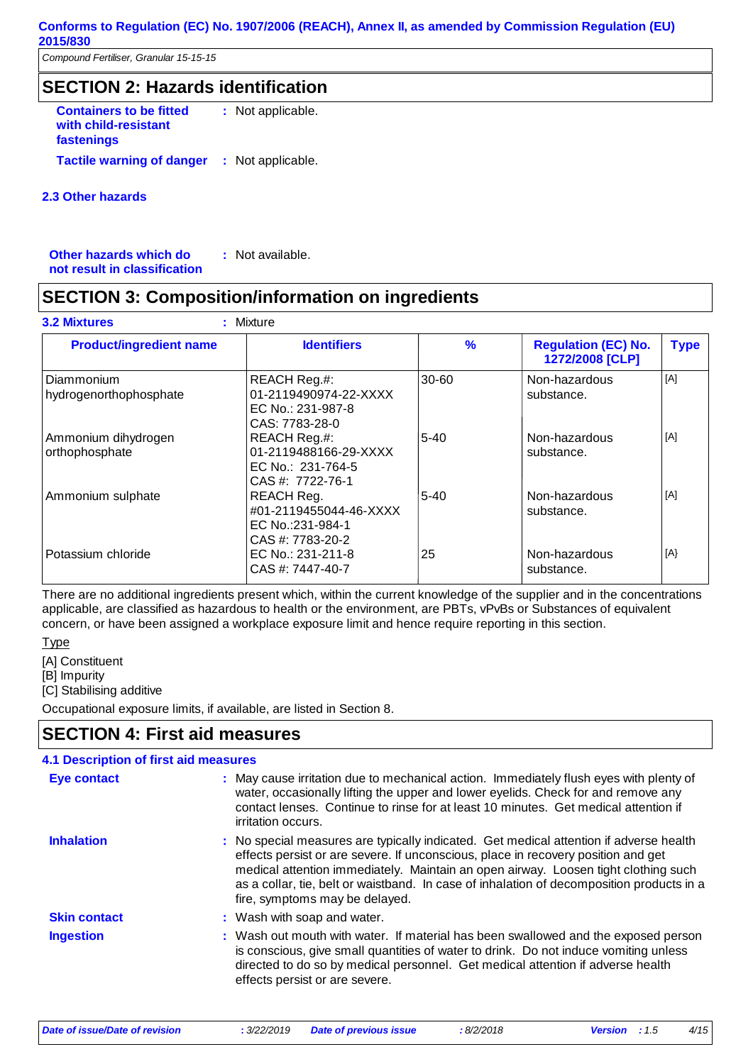## SECTION 2: Hazards identification

**Containers to be fitted with child-resistant fastenings** : Not applicable.

**Tactile warning of danger** : Not applicable.

### 2.3 Other hazards

**Other hazards which do not result in classification** : Not available.

## SECTION 3: Composition/information on ingredients

**3.2 Mixtures** : Mixture

| Product/ingredient name | Identifiers | % | Regulation (EC) No. 1272/2008 [CLP] | Type |
|---|---|---|---|---|
| Diammonium hydrogenorthophosphate | REACH Reg.#: 01-2119490974-22-XXXX<br>EC No.: 231-987-8<br>CAS: 7783-28-0 | 30-60 | Non-hazardous substance. | [A] |
| Ammonium dihydrogen orthophosphate | REACH Reg.#: 01-2119488166-29-XXXX<br>EC No.: 231-764-5<br>CAS #: 7722-76-1 | 5-40 | Non-hazardous substance. | [A] |
| Ammonium sulphate | REACH Reg. #01-2119455044-46-XXXX<br>EC No.:231-984-1<br>CAS #: 7783-20-2 | 5-40 | Non-hazardous substance. | [A] |
| Potassium chloride | EC No.: 231-211-8<br>CAS #: 7447-40-7 | 25 | Non-hazardous substance. | [A} |

There are no additional ingredients present which, within the current knowledge of the supplier and in the concentrations applicable, are classified as hazardous to health or the environment, are PBTs, vPvBs or Substances of equivalent concern, or have been assigned a workplace exposure limit and hence require reporting in this section.

Type

[A] Constituent

[B] Impurity

[C] Stabilising additive

Occupational exposure limits, if available, are listed in Section 8.

## SECTION 4: First aid measures

### 4.1 Description of first aid measures

**Eye contact** : May cause irritation due to mechanical action. Immediately flush eyes with plenty of water, occasionally lifting the upper and lower eyelids. Check for and remove any contact lenses. Continue to rinse for at least 10 minutes. Get medical attention if irritation occurs.

**Inhalation** : No special measures are typically indicated. Get medical attention if adverse health effects persist or are severe. If unconscious, place in recovery position and get medical attention immediately. Maintain an open airway. Loosen tight clothing such as a collar, tie, belt or waistband. In case of inhalation of decomposition products in a fire, symptoms may be delayed.

**Skin contact** : Wash with soap and water.

**Ingestion** : Wash out mouth with water. If material has been swallowed and the exposed person is conscious, give small quantities of water to drink. Do not induce vomiting unless directed to do so by medical personnel. Get medical attention if adverse health effects persist or are severe.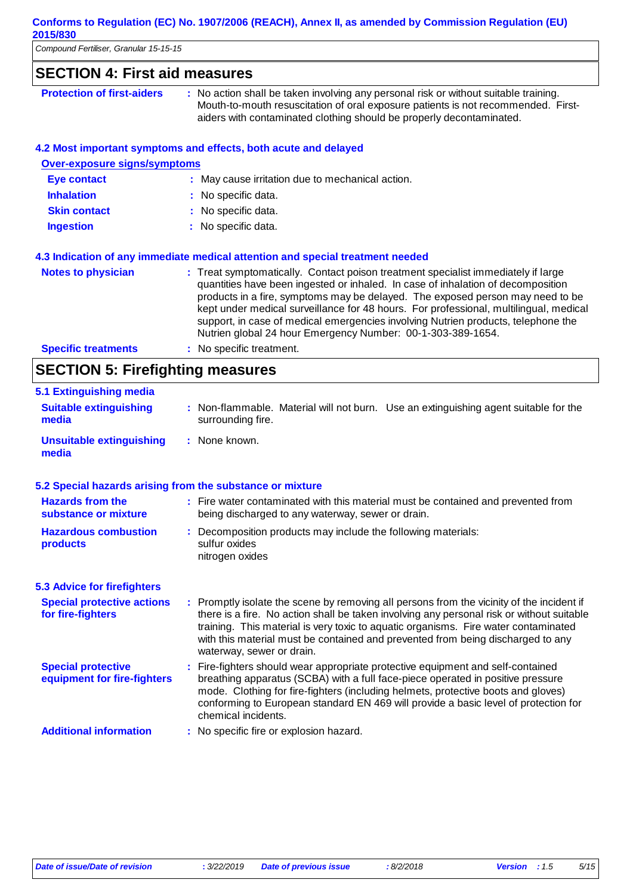## SECTION 4: First aid measures

**Protection of first-aiders** : No action shall be taken involving any personal risk or without suitable training. Mouth-to-mouth resuscitation of oral exposure patients is not recommended. First-aiders with contaminated clothing should be properly decontaminated.

### 4.2 Most important symptoms and effects, both acute and delayed

**Over-exposure signs/symptoms**

**Eye contact** : May cause irritation due to mechanical action.

**Inhalation** : No specific data.

**Skin contact** : No specific data.

**Ingestion** : No specific data.

### 4.3 Indication of any immediate medical attention and special treatment needed

**Notes to physician** : Treat symptomatically. Contact poison treatment specialist immediately if large quantities have been ingested or inhaled. In case of inhalation of decomposition products in a fire, symptoms may be delayed. The exposed person may need to be kept under medical surveillance for 48 hours. For professional, multilingual, medical support, in case of medical emergencies involving Nutrien products, telephone the Nutrien global 24 hour Emergency Number: 00-1-303-389-1654.

**Specific treatments** : No specific treatment.

## SECTION 5: Firefighting measures

### 5.1 Extinguishing media

**Suitable extinguishing media** : Non-flammable. Material will not burn. Use an extinguishing agent suitable for the surrounding fire.

**Unsuitable extinguishing media** : None known.

### 5.2 Special hazards arising from the substance or mixture

**Hazards from the substance or mixture** : Fire water contaminated with this material must be contained and prevented from being discharged to any waterway, sewer or drain.

**Hazardous combustion products** : Decomposition products may include the following materials:
sulfur oxides
nitrogen oxides

### 5.3 Advice for firefighters

**Special protective actions for fire-fighters** : Promptly isolate the scene by removing all persons from the vicinity of the incident if there is a fire. No action shall be taken involving any personal risk or without suitable training. This material is very toxic to aquatic organisms. Fire water contaminated with this material must be contained and prevented from being discharged to any waterway, sewer or drain.

**Special protective equipment for fire-fighters** : Fire-fighters should wear appropriate protective equipment and self-contained breathing apparatus (SCBA) with a full face-piece operated in positive pressure mode. Clothing for fire-fighters (including helmets, protective boots and gloves) conforming to European standard EN 469 will provide a basic level of protection for chemical incidents.

**Additional information** : No specific fire or explosion hazard.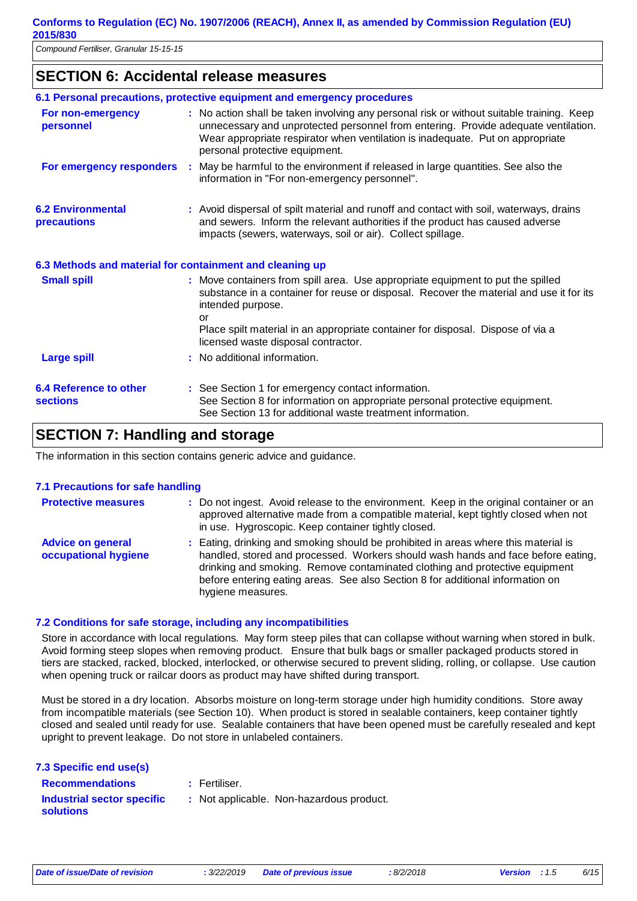## SECTION 6: Accidental release measures

### 6.1 Personal precautions, protective equipment and emergency procedures

**For non-emergency personnel** : No action shall be taken involving any personal risk or without suitable training. Keep unnecessary and unprotected personnel from entering. Provide adequate ventilation. Wear appropriate respirator when ventilation is inadequate. Put on appropriate personal protective equipment.

**For emergency responders** : May be harmful to the environment if released in large quantities. See also the information in "For non-emergency personnel".

**6.2 Environmental precautions** : Avoid dispersal of spilt material and runoff and contact with soil, waterways, drains and sewers. Inform the relevant authorities if the product has caused adverse impacts (sewers, waterways, soil or air). Collect spillage.

### 6.3 Methods and material for containment and cleaning up

**Small spill** : Move containers from spill area. Use appropriate equipment to put the spilled substance in a container for reuse or disposal. Recover the material and use it for its intended purpose.
or
Place spilt material in an appropriate container for disposal. Dispose of via a licensed waste disposal contractor.

**Large spill** : No additional information.

**6.4 Reference to other sections** : See Section 1 for emergency contact information.
See Section 8 for information on appropriate personal protective equipment.
See Section 13 for additional waste treatment information.

## SECTION 7: Handling and storage

The information in this section contains generic advice and guidance.

### 7.1 Precautions for safe handling

**Protective measures** : Do not ingest. Avoid release to the environment. Keep in the original container or an approved alternative made from a compatible material, kept tightly closed when not in use. Hygroscopic. Keep container tightly closed.

**Advice on general occupational hygiene** : Eating, drinking and smoking should be prohibited in areas where this material is handled, stored and processed. Workers should wash hands and face before eating, drinking and smoking. Remove contaminated clothing and protective equipment before entering eating areas. See also Section 8 for additional information on hygiene measures.

### 7.2 Conditions for safe storage, including any incompatibilities

Store in accordance with local regulations. May form steep piles that can collapse without warning when stored in bulk. Avoid forming steep slopes when removing product. Ensure that bulk bags or smaller packaged products stored in tiers are stacked, racked, blocked, interlocked, or otherwise secured to prevent sliding, rolling, or collapse. Use caution when opening truck or railcar doors as product may have shifted during transport.

Must be stored in a dry location. Absorbs moisture on long-term storage under high humidity conditions. Store away from incompatible materials (see Section 10). When product is stored in sealable containers, keep container tightly closed and sealed until ready for use. Sealable containers that have been opened must be carefully resealed and kept upright to prevent leakage. Do not store in unlabeled containers.

### 7.3 Specific end use(s)

**Recommendations** : Fertiliser.

**Industrial sector specific solutions** : Not applicable. Non-hazardous product.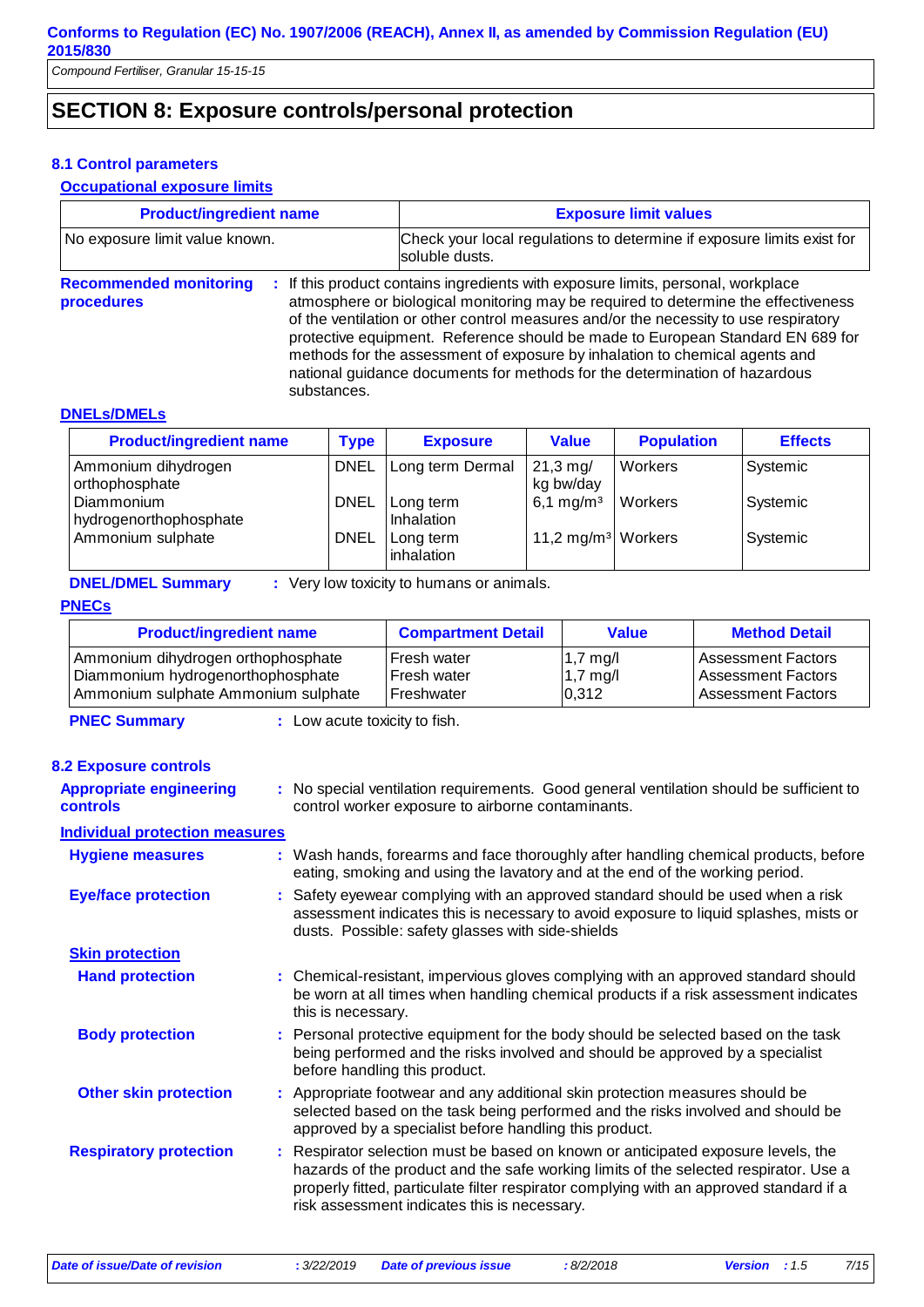## SECTION 8: Exposure controls/personal protection

### 8.1 Control parameters

**Occupational exposure limits**

| Product/ingredient name | Exposure limit values |
|---|---|
| No exposure limit value known. | Check your local regulations to determine if exposure limits exist for soluble dusts. |

**Recommended monitoring procedures** : If this product contains ingredients with exposure limits, personal, workplace atmosphere or biological monitoring may be required to determine the effectiveness of the ventilation or other control measures and/or the necessity to use respiratory protective equipment. Reference should be made to European Standard EN 689 for methods for the assessment of exposure by inhalation to chemical agents and national guidance documents for methods for the determination of hazardous substances.

**DNELs/DMELs**

| Product/ingredient name | Type | Exposure | Value | Population | Effects |
|---|---|---|---|---|---|
| Ammonium dihydrogen orthophosphate | DNEL | Long term Dermal | 21,3 mg/kg bw/day | Workers | Systemic |
| Diammonium hydrogenorthophosphate | DNEL | Long term Inhalation | 6,1 mg/m³ | Workers | Systemic |
| Ammonium sulphate | DNEL | Long term inhalation | 11,2 mg/m³ | Workers | Systemic |

**DNEL/DMEL Summary** : Very low toxicity to humans or animals.

**PNECs**

| Product/ingredient name | Compartment Detail | Value | Method Detail |
|---|---|---|---|
| Ammonium dihydrogen orthophosphate | Fresh water | 1,7 mg/l | Assessment Factors |
| Diammonium hydrogenorthophosphate | Fresh water | 1,7 mg/l | Assessment Factors |
| Ammonium sulphate Ammonium sulphate | Freshwater | 0,312 | Assessment Factors |

**PNEC Summary** : Low acute toxicity to fish.

### 8.2 Exposure controls

**Appropriate engineering controls** : No special ventilation requirements. Good general ventilation should be sufficient to control worker exposure to airborne contaminants.

**Individual protection measures**

**Hygiene measures** : Wash hands, forearms and face thoroughly after handling chemical products, before eating, smoking and using the lavatory and at the end of the working period.

**Eye/face protection** : Safety eyewear complying with an approved standard should be used when a risk assessment indicates this is necessary to avoid exposure to liquid splashes, mists or dusts. Possible: safety glasses with side-shields

**Skin protection**

**Hand protection** : Chemical-resistant, impervious gloves complying with an approved standard should be worn at all times when handling chemical products if a risk assessment indicates this is necessary.

**Body protection** : Personal protective equipment for the body should be selected based on the task being performed and the risks involved and should be approved by a specialist before handling this product.

**Other skin protection** : Appropriate footwear and any additional skin protection measures should be selected based on the task being performed and the risks involved and should be approved by a specialist before handling this product.

**Respiratory protection** : Respirator selection must be based on known or anticipated exposure levels, the hazards of the product and the safe working limits of the selected respirator. Use a properly fitted, particulate filter respirator complying with an approved standard if a risk assessment indicates this is necessary.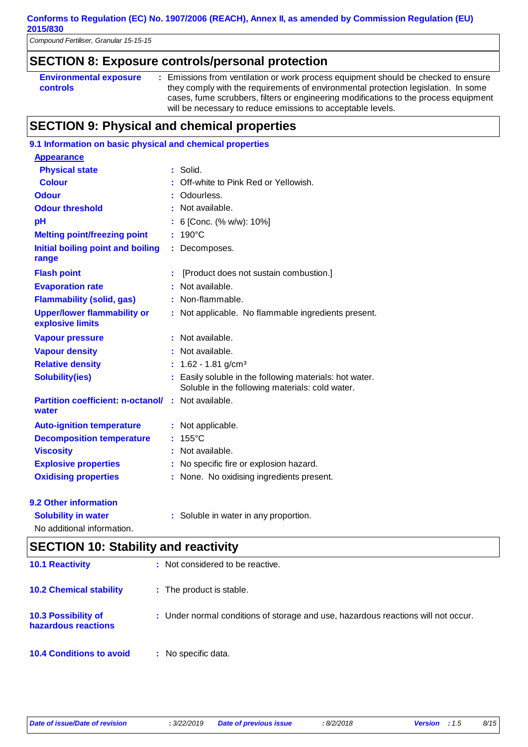## SECTION 8: Exposure controls/personal protection

| | |
|---|---|
| **Environmental exposure controls** | : Emissions from ventilation or work process equipment should be checked to ensure they comply with the requirements of environmental protection legislation. In some cases, fume scrubbers, filters or engineering modifications to the process equipment will be necessary to reduce emissions to acceptable levels. |

## SECTION 9: Physical and chemical properties

### 9.1 Information on basic physical and chemical properties

**Appearance**

| | |
|---|---|
| **Physical state** | : Solid. |
| **Colour** | : Off-white to Pink Red or Yellowish. |
| **Odour** | : Odourless. |
| **Odour threshold** | : Not available. |
| **pH** | : 6 [Conc. (% w/w): 10%] |
| **Melting point/freezing point** | : 190°C |
| **Initial boiling point and boiling range** | : Decomposes. |
| **Flash point** | : [Product does not sustain combustion.] |
| **Evaporation rate** | : Not available. |
| **Flammability (solid, gas)** | : Non-flammable. |
| **Upper/lower flammability or explosive limits** | : Not applicable. No flammable ingredients present. |
| **Vapour pressure** | : Not available. |
| **Vapour density** | : Not available. |
| **Relative density** | : 1.62 - 1.81 g/cm³ |
| **Solubility(ies)** | : Easily soluble in the following materials: hot water. Soluble in the following materials: cold water. |
| **Partition coefficient: n-octanol/ water** | : Not available. |
| **Auto-ignition temperature** | : Not applicable. |
| **Decomposition temperature** | : 155°C |
| **Viscosity** | : Not available. |
| **Explosive properties** | : No specific fire or explosion hazard. |
| **Oxidising properties** | : None. No oxidising ingredients present. |

### 9.2 Other information

| | |
|---|---|
| **Solubility in water** | : Soluble in water in any proportion. |

No additional information.

## SECTION 10: Stability and reactivity

| | |
|---|---|
| **10.1 Reactivity** | : Not considered to be reactive. |
| **10.2 Chemical stability** | : The product is stable. |
| **10.3 Possibility of hazardous reactions** | : Under normal conditions of storage and use, hazardous reactions will not occur. |
| **10.4 Conditions to avoid** | : No specific data. |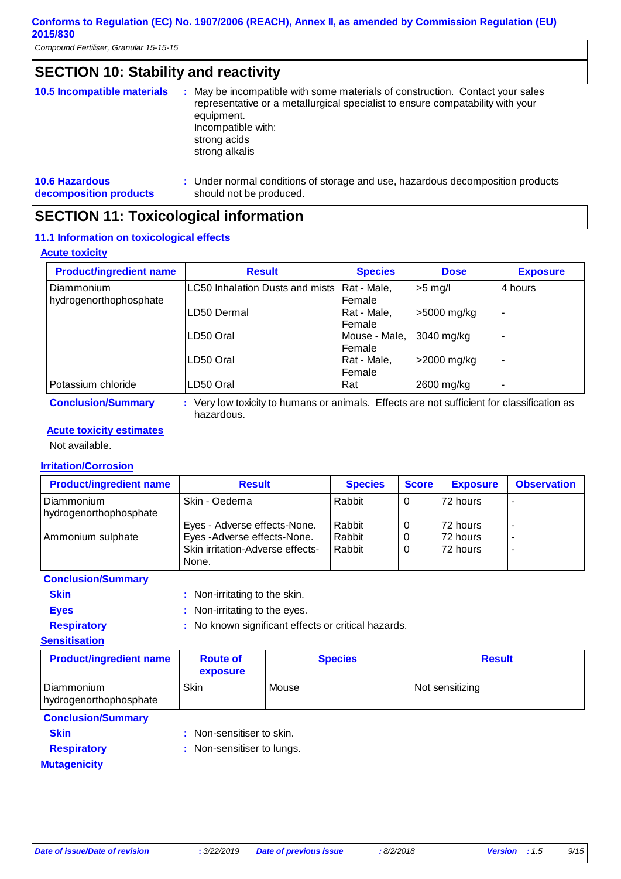## SECTION 10: Stability and reactivity

**10.5 Incompatible materials** : May be incompatible with some materials of construction. Contact your sales representative or a metallurgical specialist to ensure compatability with your equipment.
Incompatible with:
strong acids
strong alkalis

**10.6 Hazardous decomposition products** : Under normal conditions of storage and use, hazardous decomposition products should not be produced.

## SECTION 11: Toxicological information

### 11.1 Information on toxicological effects

**Acute toxicity**

| Product/ingredient name | Result | Species | Dose | Exposure |
|---|---|---|---|---|
| Diammonium hydrogenorthophosphate | LC50 Inhalation Dusts and mists | Rat - Male, Female | >5 mg/l | 4 hours |
| | LD50 Dermal | Rat - Male, Female | >5000 mg/kg | - |
| | LD50 Oral | Mouse - Male, Female | 3040 mg/kg | - |
| | LD50 Oral | Rat - Male, Female | >2000 mg/kg | - |
| Potassium chloride | LD50 Oral | Rat | 2600 mg/kg | - |

**Conclusion/Summary** : Very low toxicity to humans or animals. Effects are not sufficient for classification as hazardous.

**Acute toxicity estimates**

Not available.

**Irritation/Corrosion**

| Product/ingredient name | Result | Species | Score | Exposure | Observation |
|---|---|---|---|---|---|
| Diammonium hydrogenorthophosphate | Skin - Oedema | Rabbit | 0 | 72 hours | - |
| | Eyes - Adverse effects-None. | Rabbit | 0 | 72 hours | - |
| Ammonium sulphate | Eyes -Adverse effects-None. | Rabbit | 0 | 72 hours | - |
| | Skin irritation-Adverse effects-None. | Rabbit | 0 | 72 hours | - |

**Conclusion/Summary**

**Skin** : Non-irritating to the skin.

**Eyes** : Non-irritating to the eyes.

**Respiratory** : No known significant effects or critical hazards.

**Sensitisation**

| Product/ingredient name | Route of exposure | Species | Result |
|---|---|---|---|
| Diammonium hydrogenorthophosphate | Skin | Mouse | Not sensitizing |

**Conclusion/Summary**

**Skin** : Non-sensitiser to skin.

**Respiratory** : Non-sensitiser to lungs.

**Mutagenicity**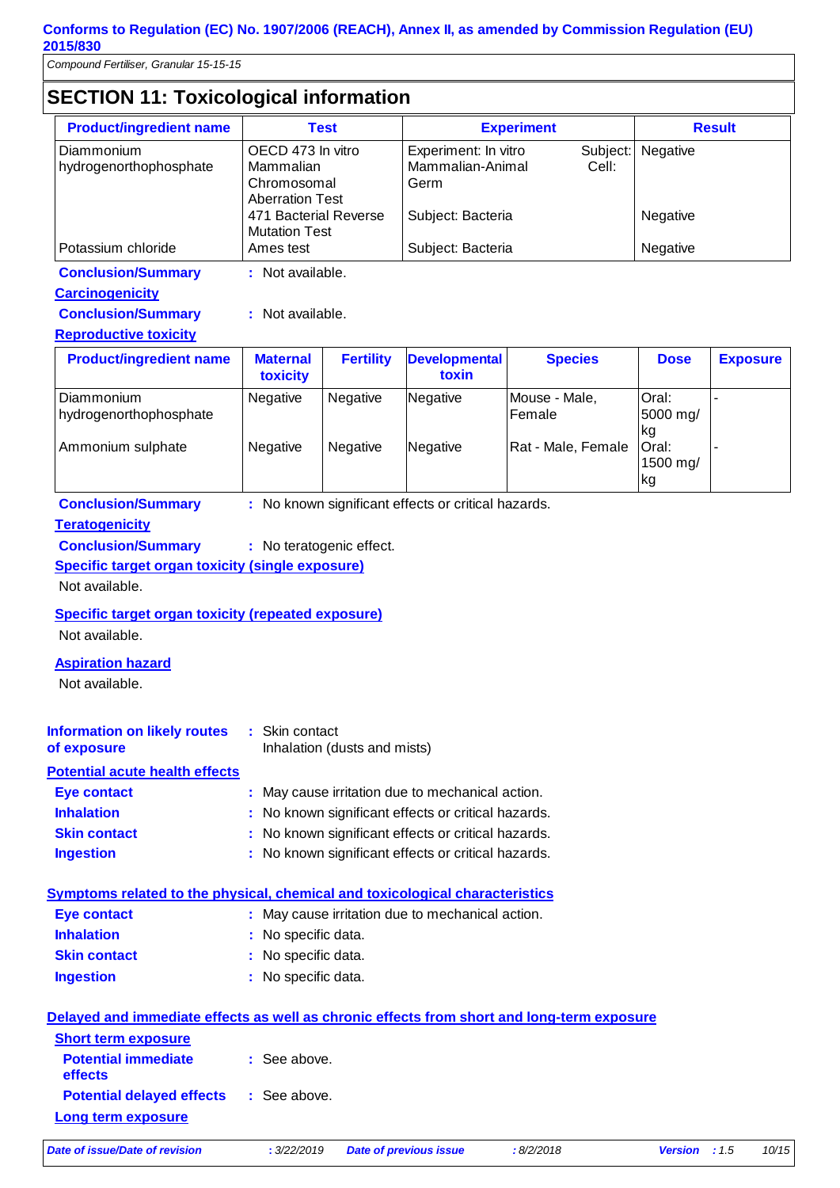## SECTION 11: Toxicological information

| Product/ingredient name | Test | Experiment | Result |
|---|---|---|---|
| Diammonium hydrogenorthophosphate | OECD 473 In vitro Mammalian Chromosomal Aberration Test | Experiment: In vitro Subject: Mammalian-Animal Cell: Germ | Negative |
| | 471 Bacterial Reverse Mutation Test | Subject: Bacteria | Negative |
| Potassium chloride | Ames test | Subject: Bacteria | Negative |

**Conclusion/Summary** : Not available.

**Carcinogenicity**

**Conclusion/Summary** : Not available.

**Reproductive toxicity**

| Product/ingredient name | Maternal toxicity | Fertility | Developmental toxin | Species | Dose | Exposure |
|---|---|---|---|---|---|---|
| Diammonium hydrogenorthophosphate | Negative | Negative | Negative | Mouse - Male, Female | Oral: 5000 mg/kg | - |
| Ammonium sulphate | Negative | Negative | Negative | Rat - Male, Female | Oral: 1500 mg/kg | - |

**Conclusion/Summary** : No known significant effects or critical hazards.

**Teratogenicity**

**Conclusion/Summary** : No teratogenic effect.

**Specific target organ toxicity (single exposure)**

Not available.

**Specific target organ toxicity (repeated exposure)**

Not available.

**Aspiration hazard**

Not available.

**Information on likely routes of exposure** : Skin contact
Inhalation (dusts and mists)

**Potential acute health effects**

**Eye contact** : May cause irritation due to mechanical action.

**Inhalation** : No known significant effects or critical hazards.

**Skin contact** : No known significant effects or critical hazards.

**Ingestion** : No known significant effects or critical hazards.

**Symptoms related to the physical, chemical and toxicological characteristics**

**Eye contact** : May cause irritation due to mechanical action.

**Inhalation** : No specific data.

**Skin contact** : No specific data.

**Ingestion** : No specific data.

**Delayed and immediate effects as well as chronic effects from short and long-term exposure**

**Short term exposure**

**Potential immediate effects** : See above.

**Potential delayed effects** : See above.

**Long term exposure**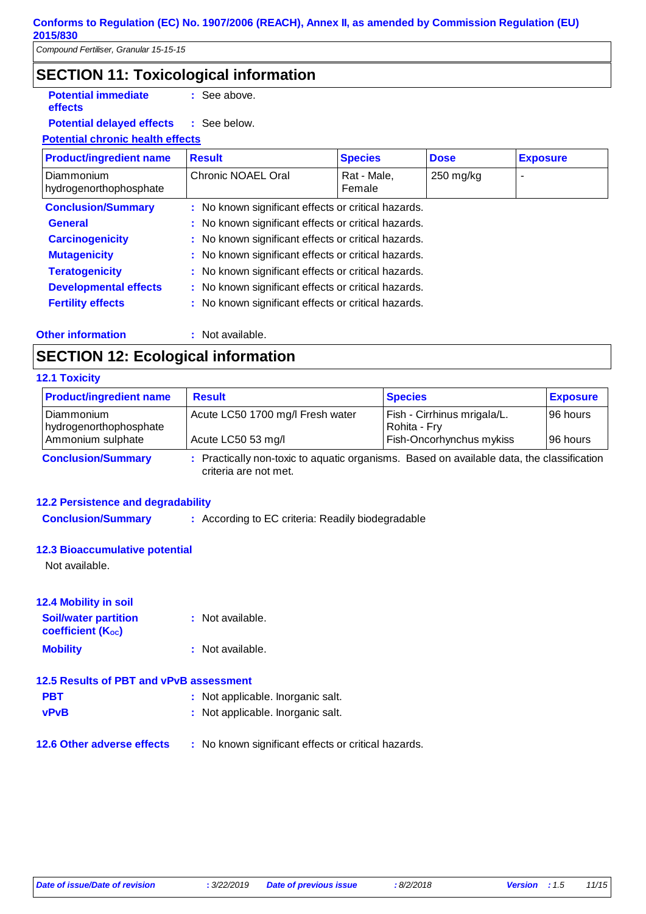## SECTION 11: Toxicological information

**Potential immediate effects** : See above.

**Potential delayed effects** : See below.

**Potential chronic health effects**

| Product/ingredient name | Result | Species | Dose | Exposure |
|---|---|---|---|---|
| Diammonium hydrogenorthophosphate | Chronic NOAEL Oral | Rat - Male, Female | 250 mg/kg | - |

**Conclusion/Summary** : No known significant effects or critical hazards.

**General** : No known significant effects or critical hazards.

**Carcinogenicity** : No known significant effects or critical hazards.

**Mutagenicity** : No known significant effects or critical hazards.

**Teratogenicity** : No known significant effects or critical hazards.

**Developmental effects** : No known significant effects or critical hazards.

**Fertility effects** : No known significant effects or critical hazards.

**Other information** : Not available.

## SECTION 12: Ecological information

### 12.1 Toxicity

| Product/ingredient name | Result | Species | Exposure |
|---|---|---|---|
| Diammonium hydrogenorthophosphate | Acute LC50 1700 mg/l Fresh water | Fish - Cirrhinus mrigala/L. Rohita - Fry | 96 hours |
| Ammonium sulphate | Acute LC50 53 mg/l | Fish-Oncorhynchus mykiss | 96 hours |

**Conclusion/Summary** : Practically non-toxic to aquatic organisms. Based on available data, the classification criteria are not met.

### 12.2 Persistence and degradability

**Conclusion/Summary** : According to EC criteria: Readily biodegradable

### 12.3 Bioaccumulative potential

Not available.

### 12.4 Mobility in soil

**Soil/water partition coefficient ($K_{OC}$)** : Not available.

**Mobility** : Not available.

### 12.5 Results of PBT and vPvB assessment

**PBT** : Not applicable. Inorganic salt.

**vPvB** : Not applicable. Inorganic salt.

### 12.6 Other adverse effects : No known significant effects or critical hazards.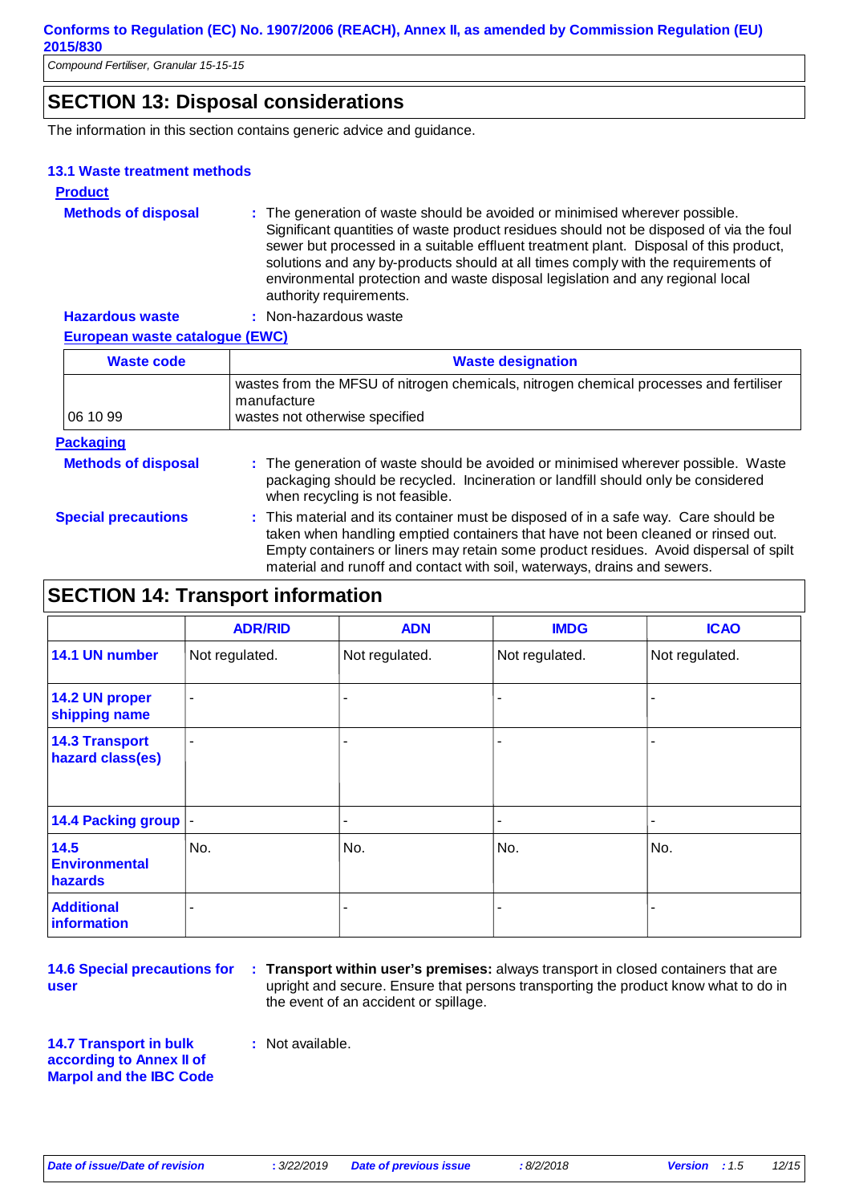## SECTION 13: Disposal considerations

The information in this section contains generic advice and guidance.

### 13.1 Waste treatment methods

**Product**

**Methods of disposal** : The generation of waste should be avoided or minimised wherever possible. Significant quantities of waste product residues should not be disposed of via the foul sewer but processed in a suitable effluent treatment plant. Disposal of this product, solutions and any by-products should at all times comply with the requirements of environmental protection and waste disposal legislation and any regional local authority requirements.

**Hazardous waste** : Non-hazardous waste

**European waste catalogue (EWC)**

| Waste code | Waste designation |
| --- | --- |
| 06 10 99 | wastes from the MFSU of nitrogen chemicals, nitrogen chemical processes and fertiliser manufacture<br>wastes not otherwise specified |

**Packaging**

**Methods of disposal** : The generation of waste should be avoided or minimised wherever possible. Waste packaging should be recycled. Incineration or landfill should only be considered when recycling is not feasible.

**Special precautions** : This material and its container must be disposed of in a safe way. Care should be taken when handling emptied containers that have not been cleaned or rinsed out. Empty containers or liners may retain some product residues. Avoid dispersal of spilt material and runoff and contact with soil, waterways, drains and sewers.

## SECTION 14: Transport information

| | ADR/RID | ADN | IMDG | ICAO |
| --- | --- | --- | --- | --- |
| 14.1 UN number | Not regulated. | Not regulated. | Not regulated. | Not regulated. |
| 14.2 UN proper shipping name | - | - | - | - |
| 14.3 Transport hazard class(es) | - | - | - | - |
| 14.4 Packing group | - | - | - | - |
| 14.5 Environmental hazards | No. | No. | No. | No. |
| Additional information | - | - | - | - |

**14.6 Special precautions for user** : **Transport within user's premises:** always transport in closed containers that are upright and secure. Ensure that persons transporting the product know what to do in the event of an accident or spillage.

**14.7 Transport in bulk according to Annex II of Marpol and the IBC Code** : Not available.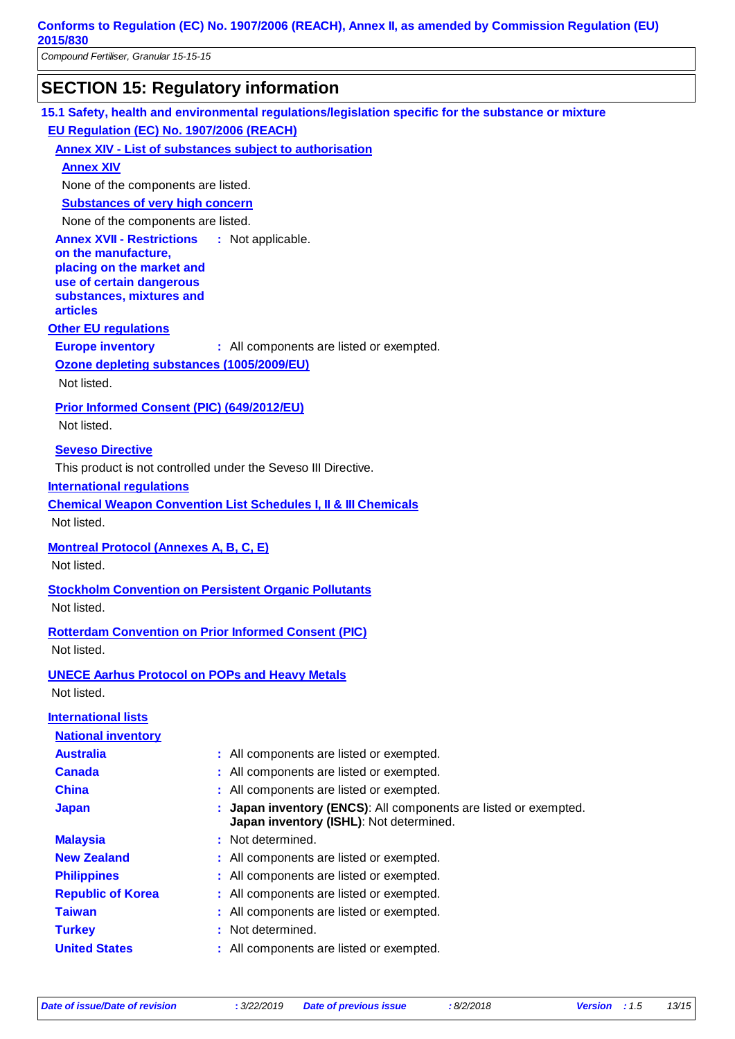## SECTION 15: Regulatory information

### 15.1 Safety, health and environmental regulations/legislation specific for the substance or mixture

**EU Regulation (EC) No. 1907/2006 (REACH)**

**Annex XIV - List of substances subject to authorisation**

**Annex XIV**

None of the components are listed.

**Substances of very high concern**

None of the components are listed.

**Annex XVII - Restrictions on the manufacture, placing on the market and use of certain dangerous substances, mixtures and articles** : Not applicable.

**Other EU regulations**

**Europe inventory** : All components are listed or exempted.

**Ozone depleting substances (1005/2009/EU)**

Not listed.

**Prior Informed Consent (PIC) (649/2012/EU)**

Not listed.

**Seveso Directive**

This product is not controlled under the Seveso III Directive.

**International regulations**

**Chemical Weapon Convention List Schedules I, II & III Chemicals**

Not listed.

**Montreal Protocol (Annexes A, B, C, E)**

Not listed.

**Stockholm Convention on Persistent Organic Pollutants**

Not listed.

**Rotterdam Convention on Prior Informed Consent (PIC)**

Not listed.

**UNECE Aarhus Protocol on POPs and Heavy Metals**

Not listed.

**International lists**

**National inventory**

| | |
|---|---|
| **Australia** | : All components are listed or exempted. |
| **Canada** | : All components are listed or exempted. |
| **China** | : All components are listed or exempted. |
| **Japan** | : **Japan inventory (ENCS)**: All components are listed or exempted.<br>**Japan inventory (ISHL)**: Not determined. |
| **Malaysia** | : Not determined. |
| **New Zealand** | : All components are listed or exempted. |
| **Philippines** | : All components are listed or exempted. |
| **Republic of Korea** | : All components are listed or exempted. |
| **Taiwan** | : All components are listed or exempted. |
| **Turkey** | : Not determined. |
| **United States** | : All components are listed or exempted. |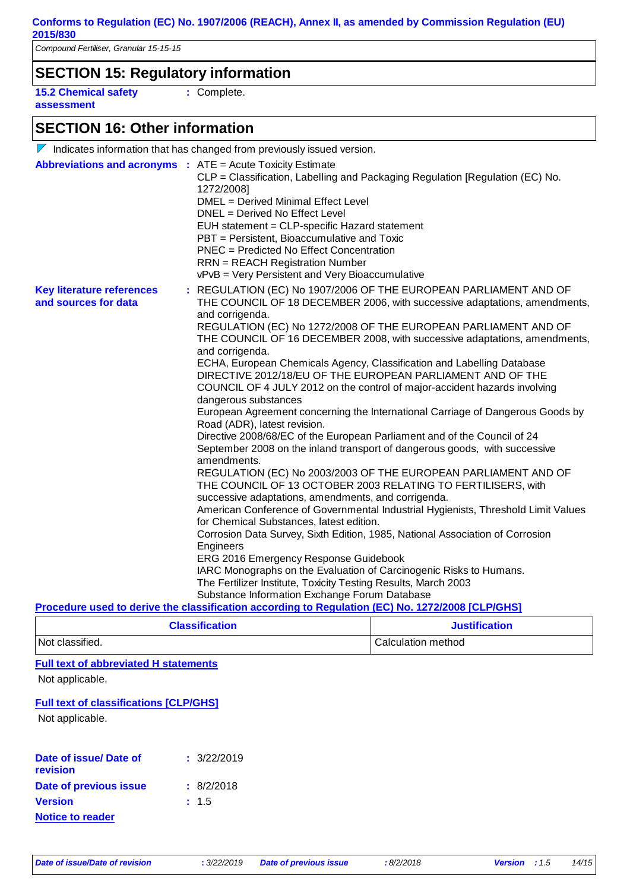## SECTION 15: Regulatory information

**15.2 Chemical safety assessment** : Complete.

## SECTION 16: Other information

Indicates information that has changed from previously issued version.

**Abbreviations and acronyms** : ATE = Acute Toxicity Estimate
CLP = Classification, Labelling and Packaging Regulation [Regulation (EC) No. 1272/2008]
DMEL = Derived Minimal Effect Level
DNEL = Derived No Effect Level
EUH statement = CLP-specific Hazard statement
PBT = Persistent, Bioaccumulative and Toxic
PNEC = Predicted No Effect Concentration
RRN = REACH Registration Number
vPvB = Very Persistent and Very Bioaccumulative

**Key literature references and sources for data** : REGULATION (EC) No 1907/2006 OF THE EUROPEAN PARLIAMENT AND OF THE COUNCIL OF 18 DECEMBER 2006, with successive adaptations, amendments, and corrigenda.
REGULATION (EC) No 1272/2008 OF THE EUROPEAN PARLIAMENT AND OF THE COUNCIL OF 16 DECEMBER 2008, with successive adaptations, amendments, and corrigenda.
ECHA, European Chemicals Agency, Classification and Labelling Database
DIRECTIVE 2012/18/EU OF THE EUROPEAN PARLIAMENT AND OF THE COUNCIL OF 4 JULY 2012 on the control of major-accident hazards involving dangerous substances
European Agreement concerning the International Carriage of Dangerous Goods by Road (ADR), latest revision.
Directive 2008/68/EC of the European Parliament and of the Council of 24 September 2008 on the inland transport of dangerous goods, with successive amendments.
REGULATION (EC) No 2003/2003 OF THE EUROPEAN PARLIAMENT AND OF THE COUNCIL OF 13 OCTOBER 2003 RELATING TO FERTILISERS, with successive adaptations, amendments, and corrigenda.
American Conference of Governmental Industrial Hygienists, Threshold Limit Values for Chemical Substances, latest edition.
Corrosion Data Survey, Sixth Edition, 1985, National Association of Corrosion Engineers
ERG 2016 Emergency Response Guidebook
IARC Monographs on the Evaluation of Carcinogenic Risks to Humans.
The Fertilizer Institute, Toxicity Testing Results, March 2003
Substance Information Exchange Forum Database

**Procedure used to derive the classification according to Regulation (EC) No. 1272/2008 [CLP/GHS]**

| Classification | Justification |
|---|---|
| Not classified. | Calculation method |

**Full text of abbreviated H statements**

Not applicable.

**Full text of classifications [CLP/GHS]**

Not applicable.

**Date of issue/ Date of revision** : 3/22/2019

**Date of previous issue** : 8/2/2018

**Version** : 1.5

**Notice to reader**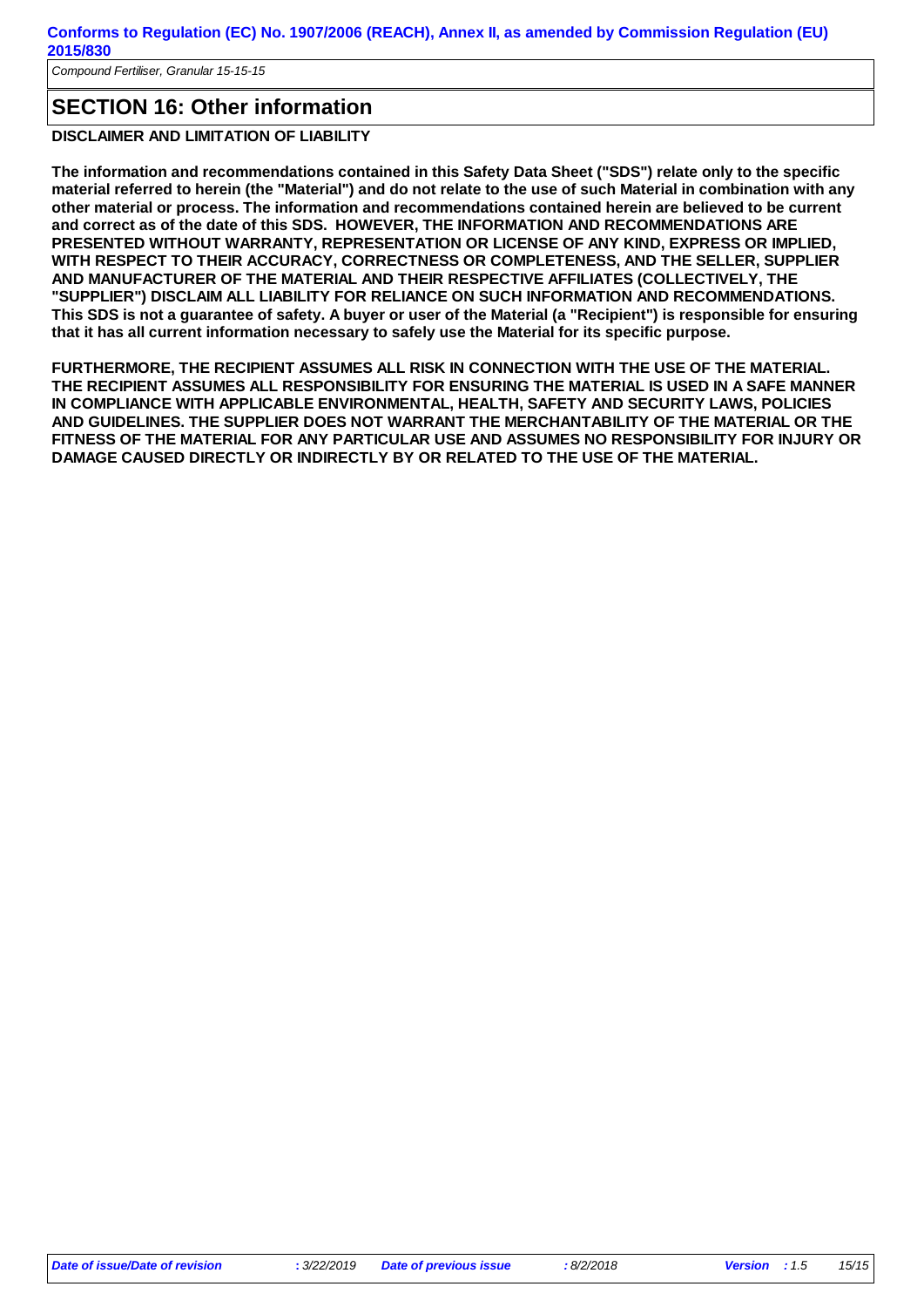## SECTION 16: Other information

**DISCLAIMER AND LIMITATION OF LIABILITY**

**The information and recommendations contained in this Safety Data Sheet ("SDS") relate only to the specific material referred to herein (the "Material") and do not relate to the use of such Material in combination with any other material or process. The information and recommendations contained herein are believed to be current and correct as of the date of this SDS. HOWEVER, THE INFORMATION AND RECOMMENDATIONS ARE PRESENTED WITHOUT WARRANTY, REPRESENTATION OR LICENSE OF ANY KIND, EXPRESS OR IMPLIED, WITH RESPECT TO THEIR ACCURACY, CORRECTNESS OR COMPLETENESS, AND THE SELLER, SUPPLIER AND MANUFACTURER OF THE MATERIAL AND THEIR RESPECTIVE AFFILIATES (COLLECTIVELY, THE "SUPPLIER") DISCLAIM ALL LIABILITY FOR RELIANCE ON SUCH INFORMATION AND RECOMMENDATIONS. This SDS is not a guarantee of safety. A buyer or user of the Material (a "Recipient") is responsible for ensuring that it has all current information necessary to safely use the Material for its specific purpose.**

**FURTHERMORE, THE RECIPIENT ASSUMES ALL RISK IN CONNECTION WITH THE USE OF THE MATERIAL. THE RECIPIENT ASSUMES ALL RESPONSIBILITY FOR ENSURING THE MATERIAL IS USED IN A SAFE MANNER IN COMPLIANCE WITH APPLICABLE ENVIRONMENTAL, HEALTH, SAFETY AND SECURITY LAWS, POLICIES AND GUIDELINES. THE SUPPLIER DOES NOT WARRANT THE MERCHANTABILITY OF THE MATERIAL OR THE FITNESS OF THE MATERIAL FOR ANY PARTICULAR USE AND ASSUMES NO RESPONSIBILITY FOR INJURY OR DAMAGE CAUSED DIRECTLY OR INDIRECTLY BY OR RELATED TO THE USE OF THE MATERIAL.**